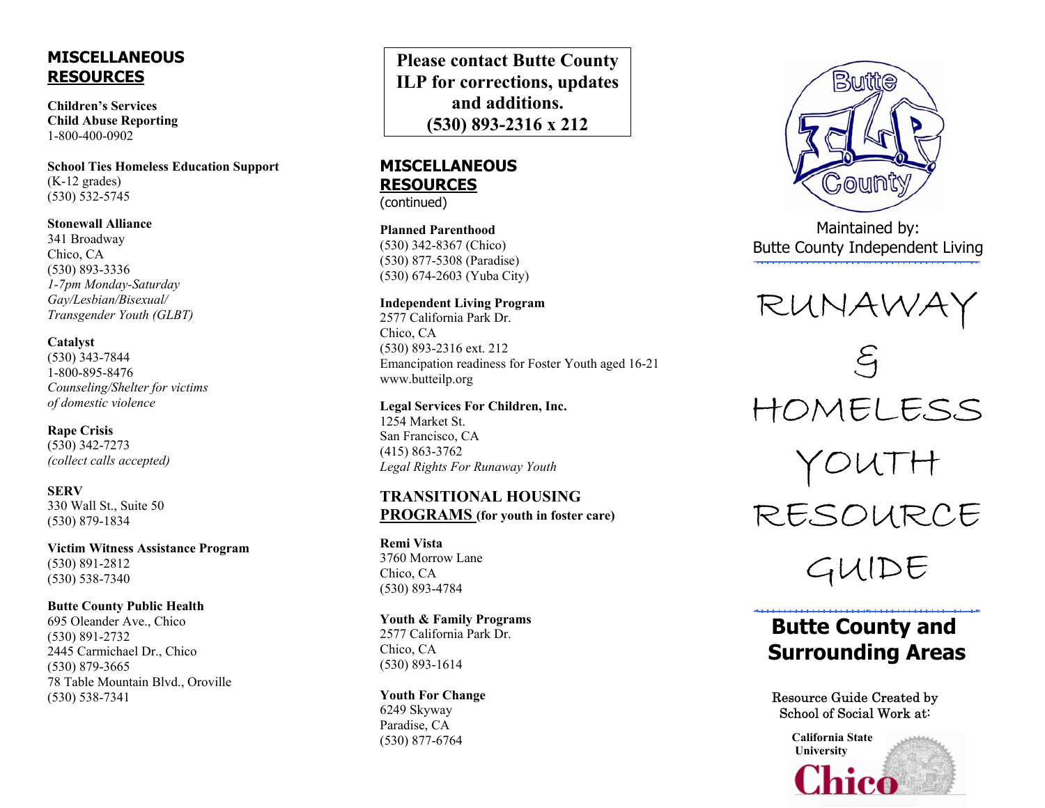## MISCELLANEOUS RESOURCES

**Children's Services**
**Child Abuse Reporting**
1-800-400-0902

**School Ties Homeless Education Support**
(K-12 grades)
(530) 532-5745

**Stonewall Alliance**
341 Broadway
Chico, CA
(530) 893-3336
*1-7pm Monday-Saturday*
*Gay/Lesbian/Bisexual/*
*Transgender Youth (GLBT)*

**Catalyst**
(530) 343-7844
1-800-895-8476
*Counseling/Shelter for victims of domestic violence*

**Rape Crisis**
(530) 342-7273
*(collect calls accepted)*

**SERV**
330 Wall St., Suite 50
(530) 879-1834

**Victim Witness Assistance Program**
(530) 891-2812
(530) 538-7340

**Butte County Public Health**
695 Oleander Ave., Chico
(530) 891-2732
2445 Carmichael Dr., Chico
(530) 879-3665
78 Table Mountain Blvd., Oroville
(530) 538-7341

**Please contact Butte County ILP for corrections, updates and additions.**
**(530) 893-2316 x 212**

## MISCELLANEOUS RESOURCES
(continued)

**Planned Parenthood**
(530) 342-8367 (Chico)
(530) 877-5308 (Paradise)
(530) 674-2603 (Yuba City)

**Independent Living Program**
2577 California Park Dr.
Chico, CA
(530) 893-2316 ext. 212
Emancipation readiness for Foster Youth aged 16-21
www.butteilp.org

**Legal Services For Children, Inc.**
1254 Market St.
San Francisco, CA
(415) 863-3762
*Legal Rights For Runaway Youth*

## TRANSITIONAL HOUSING PROGRAMS (for youth in foster care)

**Remi Vista**
3760 Morrow Lane
Chico, CA
(530) 893-4784

**Youth & Family Programs**
2577 California Park Dr.
Chico, CA
(530) 893-1614

**Youth For Change**
6249 Skyway
Paradise, CA
(530) 877-6764

Butte ILP County

Maintained by:
Butte County Independent Living

# RUNAWAY & HOMELESS YOUTH RESOURCE GUIDE

## Butte County and Surrounding Areas

Resource Guide Created by School of Social Work at:

California State University Chico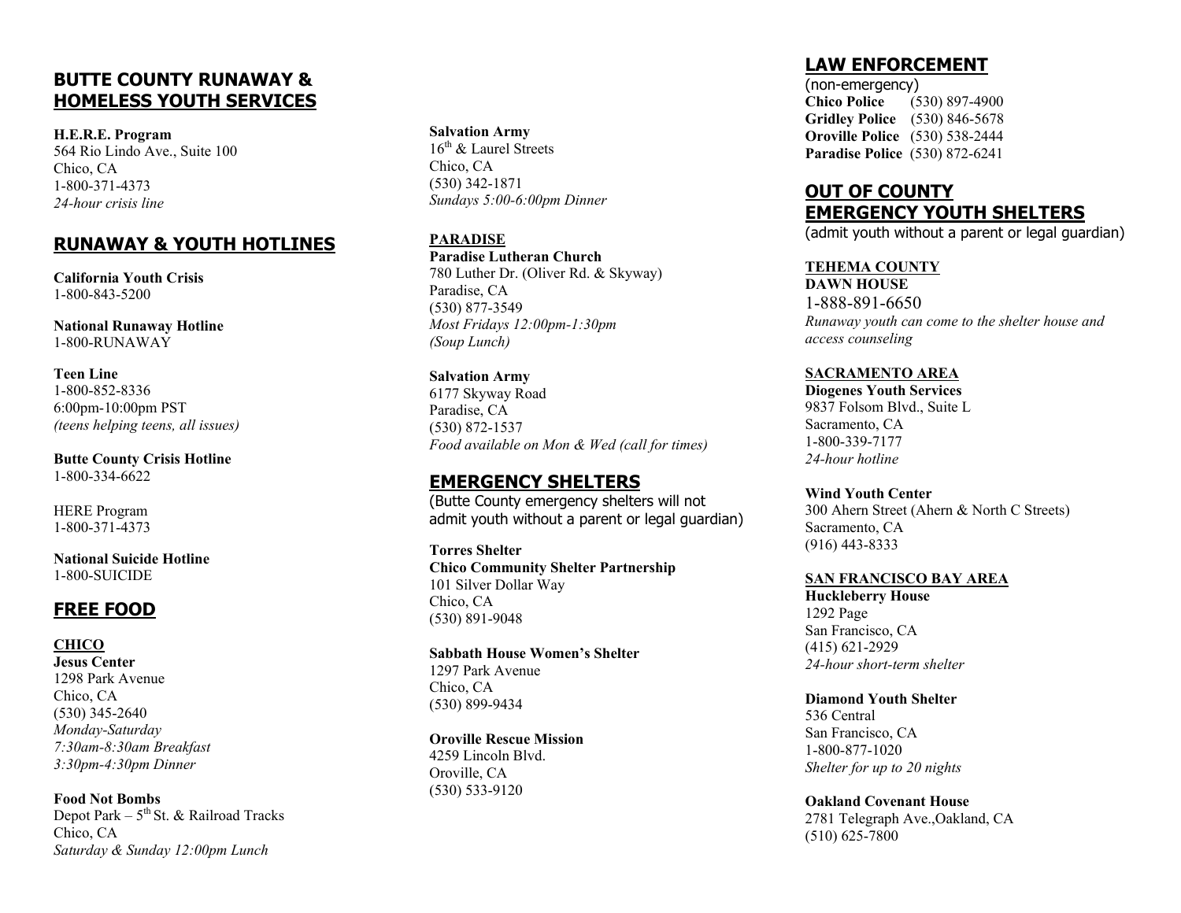## BUTTE COUNTY RUNAWAY & HOMELESS YOUTH SERVICES

**H.E.R.E. Program**
564 Rio Lindo Ave., Suite 100
Chico, CA
1-800-371-4373
*24-hour crisis line*

## RUNAWAY & YOUTH HOTLINES

**California Youth Crisis**
1-800-843-5200

**National Runaway Hotline**
1-800-RUNAWAY

**Teen Line**
1-800-852-8336
6:00pm-10:00pm PST
*(teens helping teens, all issues)*

**Butte County Crisis Hotline**
1-800-334-6622

HERE Program
1-800-371-4373

**National Suicide Hotline**
1-800-SUICIDE

## FREE FOOD

**CHICO**

**Jesus Center**
1298 Park Avenue
Chico, CA
(530) 345-2640
*Monday-Saturday*
*7:30am-8:30am Breakfast*
*3:30pm-4:30pm Dinner*

**Food Not Bombs**
Depot Park – 5th St. & Railroad Tracks
Chico, CA
*Saturday & Sunday 12:00pm Lunch*

**Salvation Army**
16th & Laurel Streets
Chico, CA
(530) 342-1871
*Sundays 5:00-6:00pm Dinner*

**PARADISE**

**Paradise Lutheran Church**
780 Luther Dr. (Oliver Rd. & Skyway)
Paradise, CA
(530) 877-3549
*Most Fridays 12:00pm-1:30pm*
*(Soup Lunch)*

**Salvation Army**
6177 Skyway Road
Paradise, CA
(530) 872-1537
*Food available on Mon & Wed (call for times)*

## EMERGENCY SHELTERS

(Butte County emergency shelters will not admit youth without a parent or legal guardian)

**Torres Shelter**
**Chico Community Shelter Partnership**
101 Silver Dollar Way
Chico, CA
(530) 891-9048

**Sabbath House Women's Shelter**
1297 Park Avenue
Chico, CA
(530) 899-9434

**Oroville Rescue Mission**
4259 Lincoln Blvd.
Oroville, CA
(530) 533-9120

## LAW ENFORCEMENT

(non-emergency)

**Chico Police** (530) 897-4900
**Gridley Police** (530) 846-5678
**Oroville Police** (530) 538-2444
**Paradise Police** (530) 872-6241

## OUT OF COUNTY EMERGENCY YOUTH SHELTERS

(admit youth without a parent or legal guardian)

**TEHEMA COUNTY**

**DAWN HOUSE**
1-888-891-6650
*Runaway youth can come to the shelter house and access counseling*

**SACRAMENTO AREA**

**Diogenes Youth Services**
9837 Folsom Blvd., Suite L
Sacramento, CA
1-800-339-7177
*24-hour hotline*

**Wind Youth Center**
300 Ahern Street (Ahern & North C Streets)
Sacramento, CA
(916) 443-8333

**SAN FRANCISCO BAY AREA**

**Huckleberry House**
1292 Page
San Francisco, CA
(415) 621-2929
*24-hour short-term shelter*

**Diamond Youth Shelter**
536 Central
San Francisco, CA
1-800-877-1020
*Shelter for up to 20 nights*

**Oakland Covenant House**
2781 Telegraph Ave.,Oakland, CA
(510) 625-7800